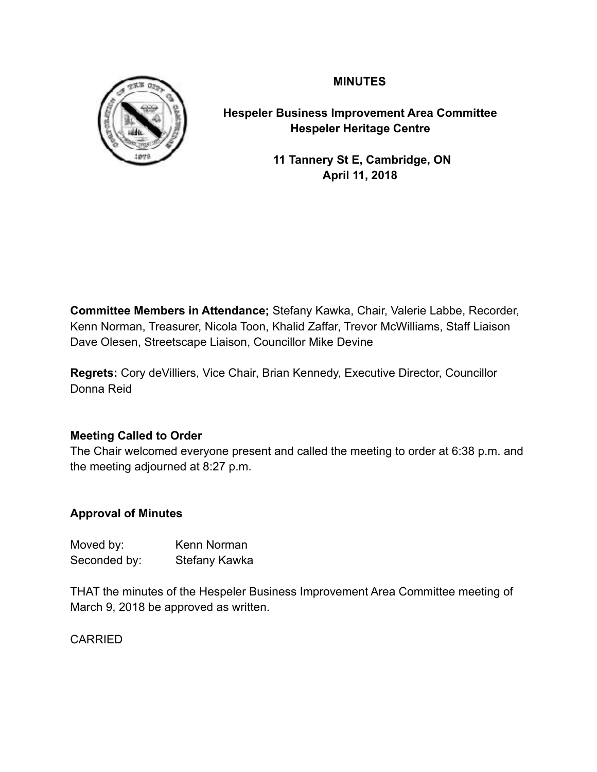# MINUTES

## Hespeler Business Improvement Area Committee
## Hespeler Heritage Centre

**11 Tannery St E, Cambridge, ON**
**April 11, 2018**

**Committee Members in Attendance;** Stefany Kawka, Chair, Valerie Labbe, Recorder, Kenn Norman, Treasurer, Nicola Toon, Khalid Zaffar, Trevor McWilliams, Staff Liaison Dave Olesen, Streetscape Liaison, Councillor Mike Devine

**Regrets:** Cory deVilliers, Vice Chair, Brian Kennedy, Executive Director, Councillor Donna Reid

**Meeting Called to Order**
The Chair welcomed everyone present and called the meeting to order at 6:38 p.m. and the meeting adjourned at 8:27 p.m.

**Approval of Minutes**

Moved by: Kenn Norman
Seconded by: Stefany Kawka

THAT the minutes of the Hespeler Business Improvement Area Committee meeting of March 9, 2018 be approved as written.

CARRIED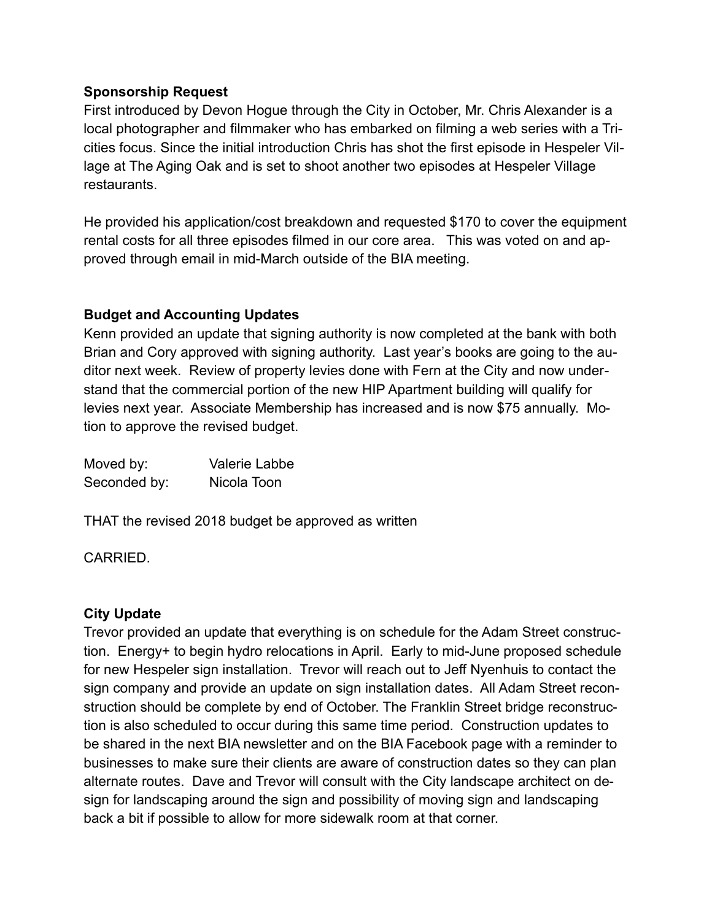**Sponsorship Request**

First introduced by Devon Hogue through the City in October, Mr. Chris Alexander is a local photographer and filmmaker who has embarked on filming a web series with a Tri-cities focus. Since the initial introduction Chris has shot the first episode in Hespeler Village at The Aging Oak and is set to shoot another two episodes at Hespeler Village restaurants.

He provided his application/cost breakdown and requested $170 to cover the equipment rental costs for all three episodes filmed in our core area. This was voted on and approved through email in mid-March outside of the BIA meeting.

**Budget and Accounting Updates**

Kenn provided an update that signing authority is now completed at the bank with both Brian and Cory approved with signing authority. Last year's books are going to the auditor next week. Review of property levies done with Fern at the City and now understand that the commercial portion of the new HIP Apartment building will qualify for levies next year. Associate Membership has increased and is now $75 annually. Motion to approve the revised budget.

Moved by: Valerie Labbe
Seconded by: Nicola Toon

THAT the revised 2018 budget be approved as written

CARRIED.

**City Update**

Trevor provided an update that everything is on schedule for the Adam Street construction. Energy+ to begin hydro relocations in April. Early to mid-June proposed schedule for new Hespeler sign installation. Trevor will reach out to Jeff Nyenhuis to contact the sign company and provide an update on sign installation dates. All Adam Street reconstruction should be complete by end of October. The Franklin Street bridge reconstruction is also scheduled to occur during this same time period. Construction updates to be shared in the next BIA newsletter and on the BIA Facebook page with a reminder to businesses to make sure their clients are aware of construction dates so they can plan alternate routes. Dave and Trevor will consult with the City landscape architect on design for landscaping around the sign and possibility of moving sign and landscaping back a bit if possible to allow for more sidewalk room at that corner.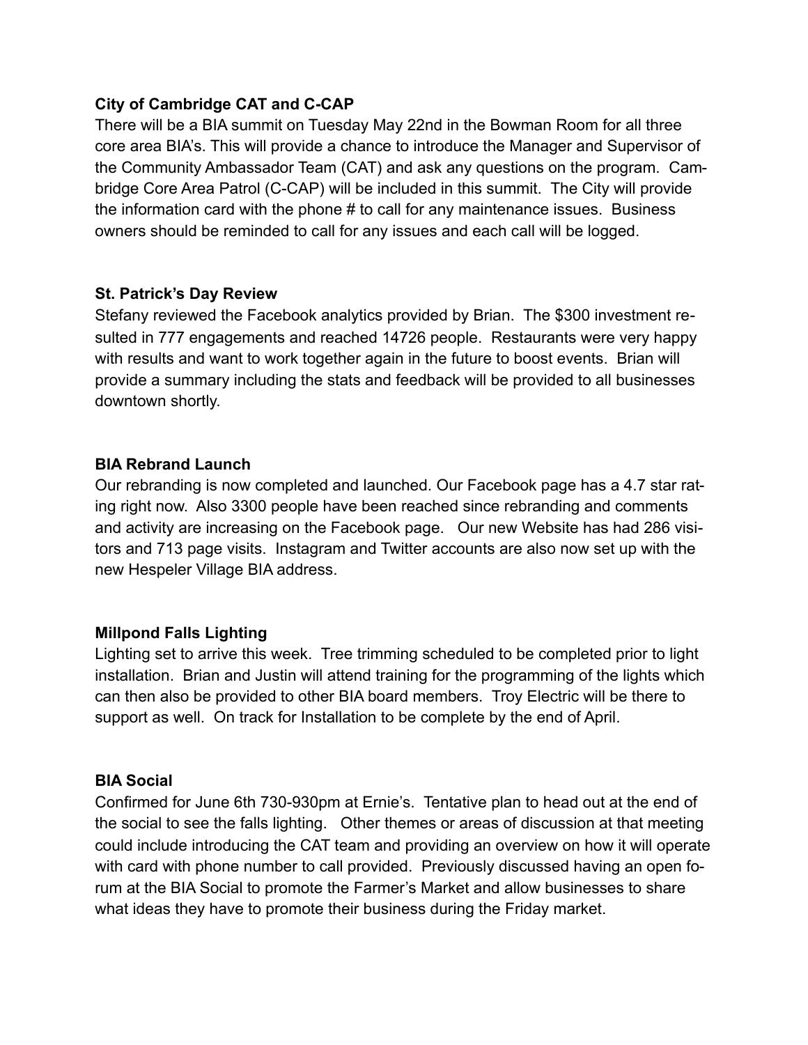**City of Cambridge CAT and C-CAP**

There will be a BIA summit on Tuesday May 22nd in the Bowman Room for all three core area BIA's. This will provide a chance to introduce the Manager and Supervisor of the Community Ambassador Team (CAT) and ask any questions on the program. Cambridge Core Area Patrol (C-CAP) will be included in this summit. The City will provide the information card with the phone # to call for any maintenance issues. Business owners should be reminded to call for any issues and each call will be logged.

**St. Patrick's Day Review**

Stefany reviewed the Facebook analytics provided by Brian. The $300 investment resulted in 777 engagements and reached 14726 people. Restaurants were very happy with results and want to work together again in the future to boost events. Brian will provide a summary including the stats and feedback will be provided to all businesses downtown shortly.

**BIA Rebrand Launch**

Our rebranding is now completed and launched. Our Facebook page has a 4.7 star rating right now. Also 3300 people have been reached since rebranding and comments and activity are increasing on the Facebook page. Our new Website has had 286 visitors and 713 page visits. Instagram and Twitter accounts are also now set up with the new Hespeler Village BIA address.

**Millpond Falls Lighting**

Lighting set to arrive this week. Tree trimming scheduled to be completed prior to light installation. Brian and Justin will attend training for the programming of the lights which can then also be provided to other BIA board members. Troy Electric will be there to support as well. On track for Installation to be complete by the end of April.

**BIA Social**

Confirmed for June 6th 730-930pm at Ernie's. Tentative plan to head out at the end of the social to see the falls lighting. Other themes or areas of discussion at that meeting could include introducing the CAT team and providing an overview on how it will operate with card with phone number to call provided. Previously discussed having an open forum at the BIA Social to promote the Farmer's Market and allow businesses to share what ideas they have to promote their business during the Friday market.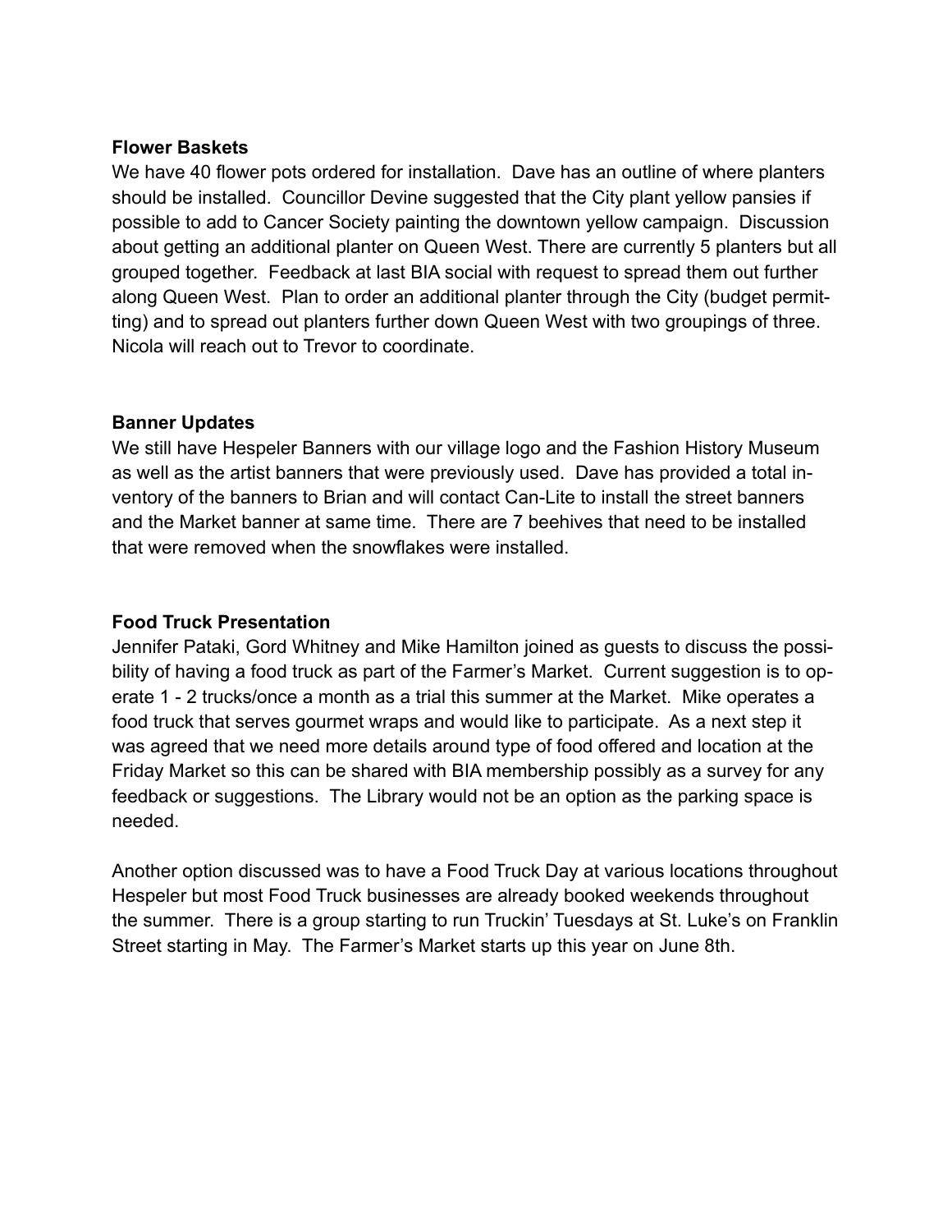**Flower Baskets**

We have 40 flower pots ordered for installation. Dave has an outline of where planters should be installed. Councillor Devine suggested that the City plant yellow pansies if possible to add to Cancer Society painting the downtown yellow campaign. Discussion about getting an additional planter on Queen West. There are currently 5 planters but all grouped together. Feedback at last BIA social with request to spread them out further along Queen West. Plan to order an additional planter through the City (budget permitting) and to spread out planters further down Queen West with two groupings of three. Nicola will reach out to Trevor to coordinate.

**Banner Updates**

We still have Hespeler Banners with our village logo and the Fashion History Museum as well as the artist banners that were previously used. Dave has provided a total inventory of the banners to Brian and will contact Can-Lite to install the street banners and the Market banner at same time. There are 7 beehives that need to be installed that were removed when the snowflakes were installed.

**Food Truck Presentation**

Jennifer Pataki, Gord Whitney and Mike Hamilton joined as guests to discuss the possibility of having a food truck as part of the Farmer's Market. Current suggestion is to operate 1 - 2 trucks/once a month as a trial this summer at the Market. Mike operates a food truck that serves gourmet wraps and would like to participate. As a next step it was agreed that we need more details around type of food offered and location at the Friday Market so this can be shared with BIA membership possibly as a survey for any feedback or suggestions. The Library would not be an option as the parking space is needed.

Another option discussed was to have a Food Truck Day at various locations throughout Hespeler but most Food Truck businesses are already booked weekends throughout the summer. There is a group starting to run Truckin' Tuesdays at St. Luke's on Franklin Street starting in May. The Farmer's Market starts up this year on June 8th.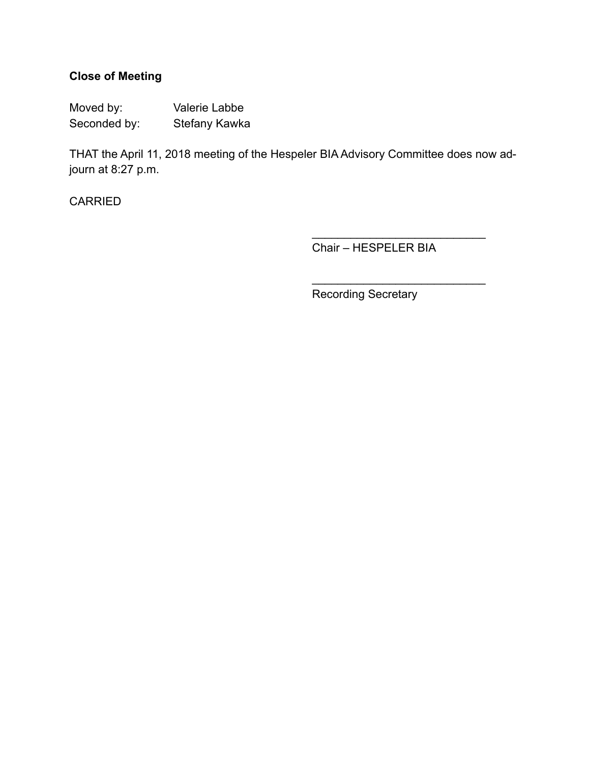**Close of Meeting**

Moved by: Valerie Labbe
Seconded by: Stefany Kawka

THAT the April 11, 2018 meeting of the Hespeler BIA Advisory Committee does now adjourn at 8:27 p.m.

CARRIED

___________________________
Chair – HESPELER BIA

___________________________
Recording Secretary